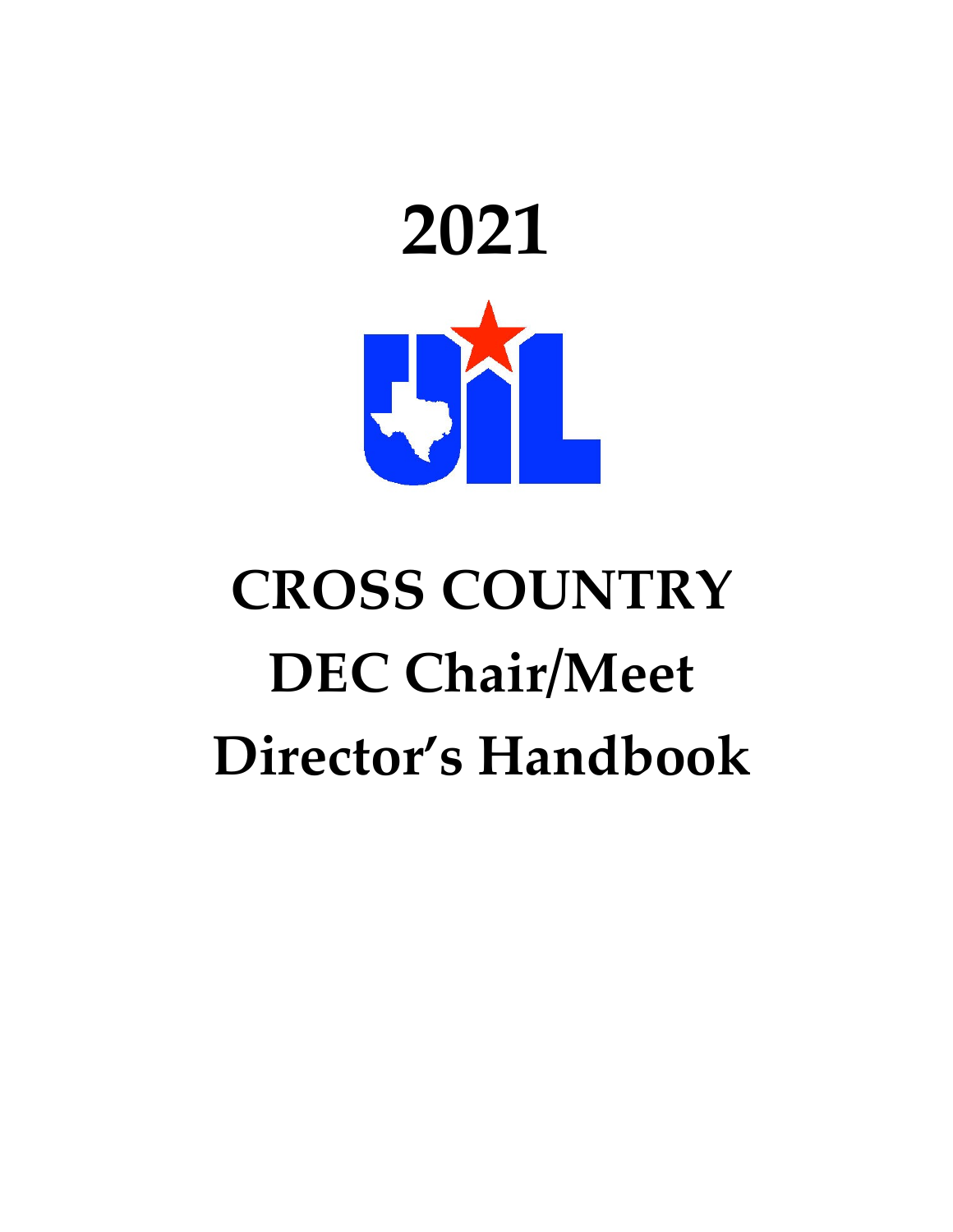# 2021

# CROSS COUNTRY
# DEC Chair/Meet
# Director's Handbook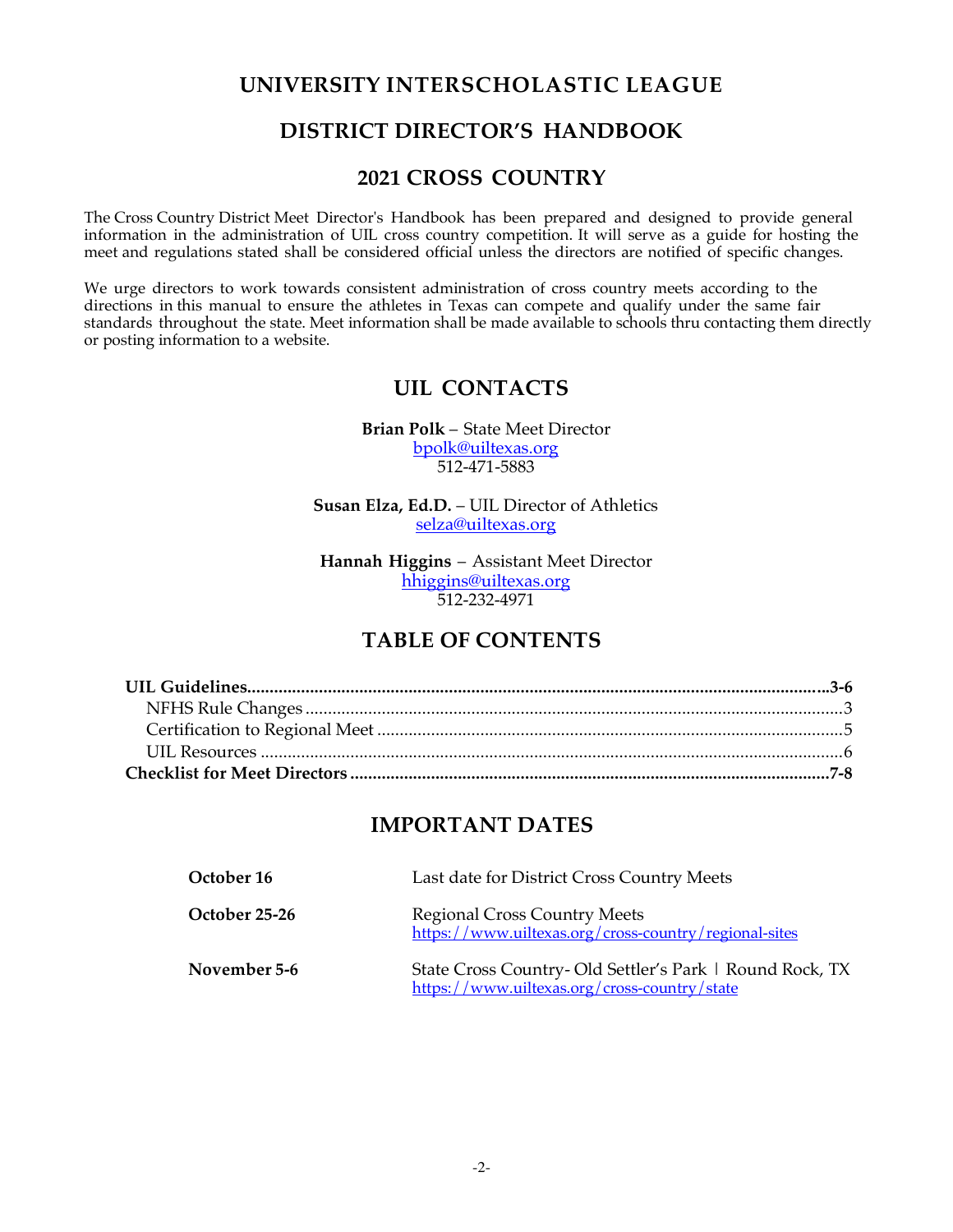# UNIVERSITY INTERSCHOLASTIC LEAGUE

# DISTRICT DIRECTOR'S HANDBOOK

# 2021 CROSS COUNTRY

The Cross Country District Meet Director's Handbook has been prepared and designed to provide general information in the administration of UIL cross country competition. It will serve as a guide for hosting the meet and regulations stated shall be considered official unless the directors are notified of specific changes.

We urge directors to work towards consistent administration of cross country meets according to the directions in this manual to ensure the athletes in Texas can compete and qualify under the same fair standards throughout the state. Meet information shall be made available to schools thru contacting them directly or posting information to a website.

## UIL CONTACTS

**Brian Polk** – State Meet Director
bpolk@uiltexas.org
512-471-5883

**Susan Elza, Ed.D.** – UIL Director of Athletics
selza@uiltexas.org

**Hannah Higgins** – Assistant Meet Director
hhiggins@uiltexas.org
512-232-4971

## TABLE OF CONTENTS

**UIL Guidelines** ..... **3-6**
- NFHS Rule Changes ..... 3
- Certification to Regional Meet ..... 5
- UIL Resources ..... 6

**Checklist for Meet Directors** ..... **7-8**

## IMPORTANT DATES

| | |
|---|---|
| **October 16** | Last date for District Cross Country Meets |
| **October 25-26** | Regional Cross Country Meets<br>https://www.uiltexas.org/cross-country/regional-sites |
| **November 5-6** | State Cross Country- Old Settler's Park \| Round Rock, TX<br>https://www.uiltexas.org/cross-country/state |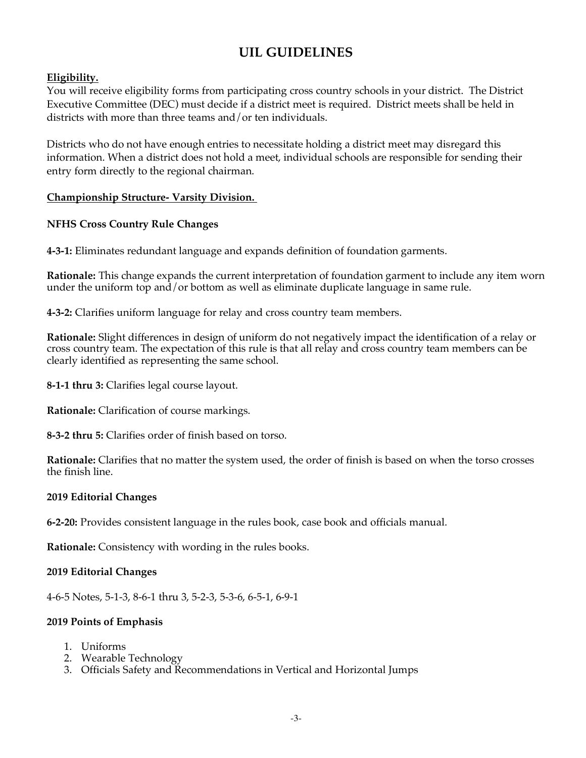# UIL GUIDELINES

**Eligibility.**

You will receive eligibility forms from participating cross country schools in your district. The District Executive Committee (DEC) must decide if a district meet is required. District meets shall be held in districts with more than three teams and/or ten individuals.

Districts who do not have enough entries to necessitate holding a district meet may disregard this information. When a district does not hold a meet, individual schools are responsible for sending their entry form directly to the regional chairman.

**Championship Structure- Varsity Division.**

**NFHS Cross Country Rule Changes**

**4-3-1:** Eliminates redundant language and expands definition of foundation garments.

**Rationale:** This change expands the current interpretation of foundation garment to include any item worn under the uniform top and/or bottom as well as eliminate duplicate language in same rule.

**4-3-2:** Clarifies uniform language for relay and cross country team members.

**Rationale:** Slight differences in design of uniform do not negatively impact the identification of a relay or cross country team. The expectation of this rule is that all relay and cross country team members can be clearly identified as representing the same school.

**8-1-1 thru 3:** Clarifies legal course layout.

**Rationale:** Clarification of course markings.

**8-3-2 thru 5:** Clarifies order of finish based on torso.

**Rationale:** Clarifies that no matter the system used, the order of finish is based on when the torso crosses the finish line.

**2019 Editorial Changes**

**6-2-20:** Provides consistent language in the rules book, case book and officials manual.

**Rationale:** Consistency with wording in the rules books.

**2019 Editorial Changes**

4-6-5 Notes, 5-1-3, 8-6-1 thru 3, 5-2-3, 5-3-6, 6-5-1, 6-9-1

**2019 Points of Emphasis**

1. Uniforms
2. Wearable Technology
3. Officials Safety and Recommendations in Vertical and Horizontal Jumps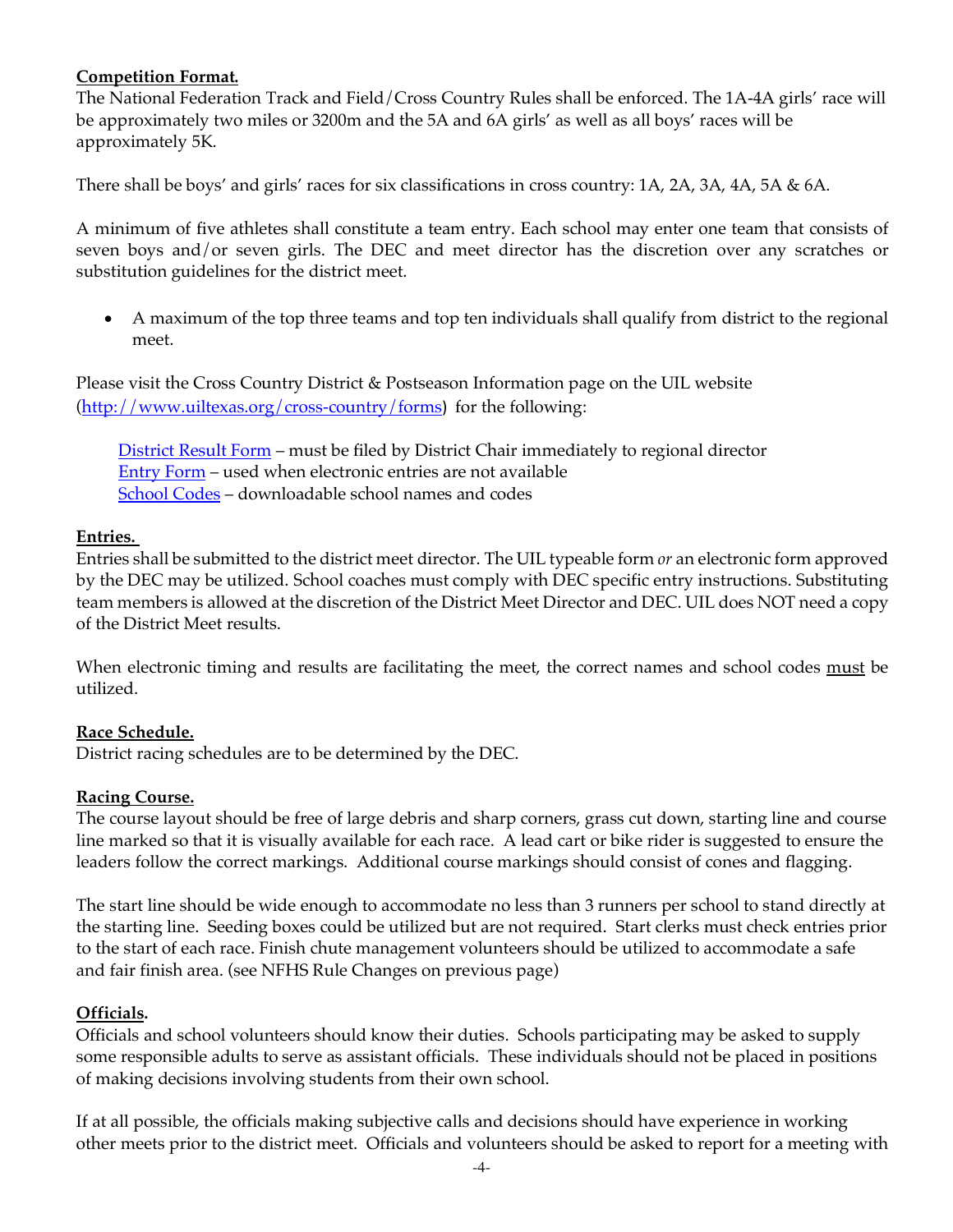**Competition Format.**
The National Federation Track and Field/Cross Country Rules shall be enforced. The 1A-4A girls' race will be approximately two miles or 3200m and the 5A and 6A girls' as well as all boys' races will be approximately 5K.

There shall be boys' and girls' races for six classifications in cross country: 1A, 2A, 3A, 4A, 5A & 6A.

A minimum of five athletes shall constitute a team entry. Each school may enter one team that consists of seven boys and/or seven girls. The DEC and meet director has the discretion over any scratches or substitution guidelines for the district meet.

- A maximum of the top three teams and top ten individuals shall qualify from district to the regional meet.

Please visit the Cross Country District & Postseason Information page on the UIL website (http://www.uiltexas.org/cross-country/forms) for the following:

District Result Form – must be filed by District Chair immediately to regional director
Entry Form – used when electronic entries are not available
School Codes – downloadable school names and codes

**Entries.**
Entries shall be submitted to the district meet director. The UIL typeable form *or* an electronic form approved by the DEC may be utilized. School coaches must comply with DEC specific entry instructions. Substituting team members is allowed at the discretion of the District Meet Director and DEC. UIL does NOT need a copy of the District Meet results.

When electronic timing and results are facilitating the meet, the correct names and school codes must be utilized.

**Race Schedule.**
District racing schedules are to be determined by the DEC.

**Racing Course.**
The course layout should be free of large debris and sharp corners, grass cut down, starting line and course line marked so that it is visually available for each race. A lead cart or bike rider is suggested to ensure the leaders follow the correct markings. Additional course markings should consist of cones and flagging.

The start line should be wide enough to accommodate no less than 3 runners per school to stand directly at the starting line. Seeding boxes could be utilized but are not required. Start clerks must check entries prior to the start of each race. Finish chute management volunteers should be utilized to accommodate a safe and fair finish area. (see NFHS Rule Changes on previous page)

**Officials.**
Officials and school volunteers should know their duties. Schools participating may be asked to supply some responsible adults to serve as assistant officials. These individuals should not be placed in positions of making decisions involving students from their own school.

If at all possible, the officials making subjective calls and decisions should have experience in working other meets prior to the district meet. Officials and volunteers should be asked to report for a meeting with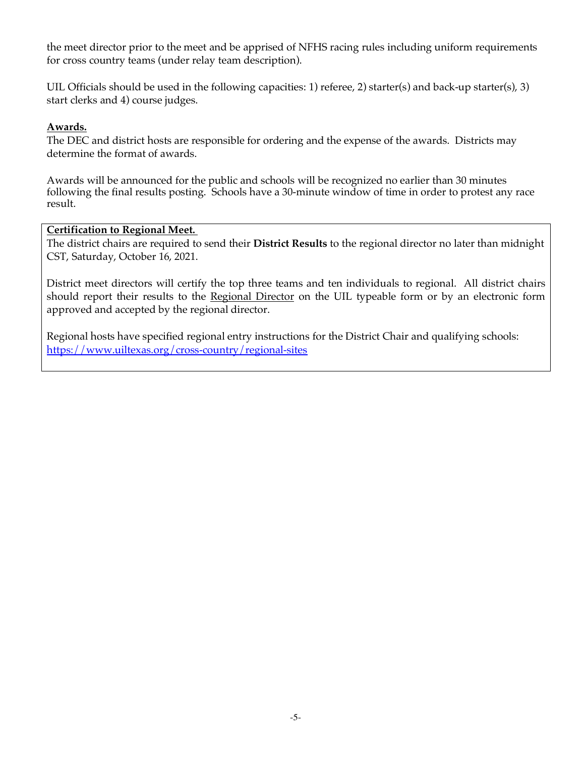the meet director prior to the meet and be apprised of NFHS racing rules including uniform requirements for cross country teams (under relay team description).

UIL Officials should be used in the following capacities: 1) referee, 2) starter(s) and back-up starter(s), 3) start clerks and 4) course judges.

**Awards.**

The DEC and district hosts are responsible for ordering and the expense of the awards. Districts may determine the format of awards.

Awards will be announced for the public and schools will be recognized no earlier than 30 minutes following the final results posting. Schools have a 30-minute window of time in order to protest any race result.

**Certification to Regional Meet.**

The district chairs are required to send their **District Results** to the regional director no later than midnight CST, Saturday, October 16, 2021.

District meet directors will certify the top three teams and ten individuals to regional. All district chairs should report their results to the Regional Director on the UIL typeable form or by an electronic form approved and accepted by the regional director.

Regional hosts have specified regional entry instructions for the District Chair and qualifying schools: https://www.uiltexas.org/cross-country/regional-sites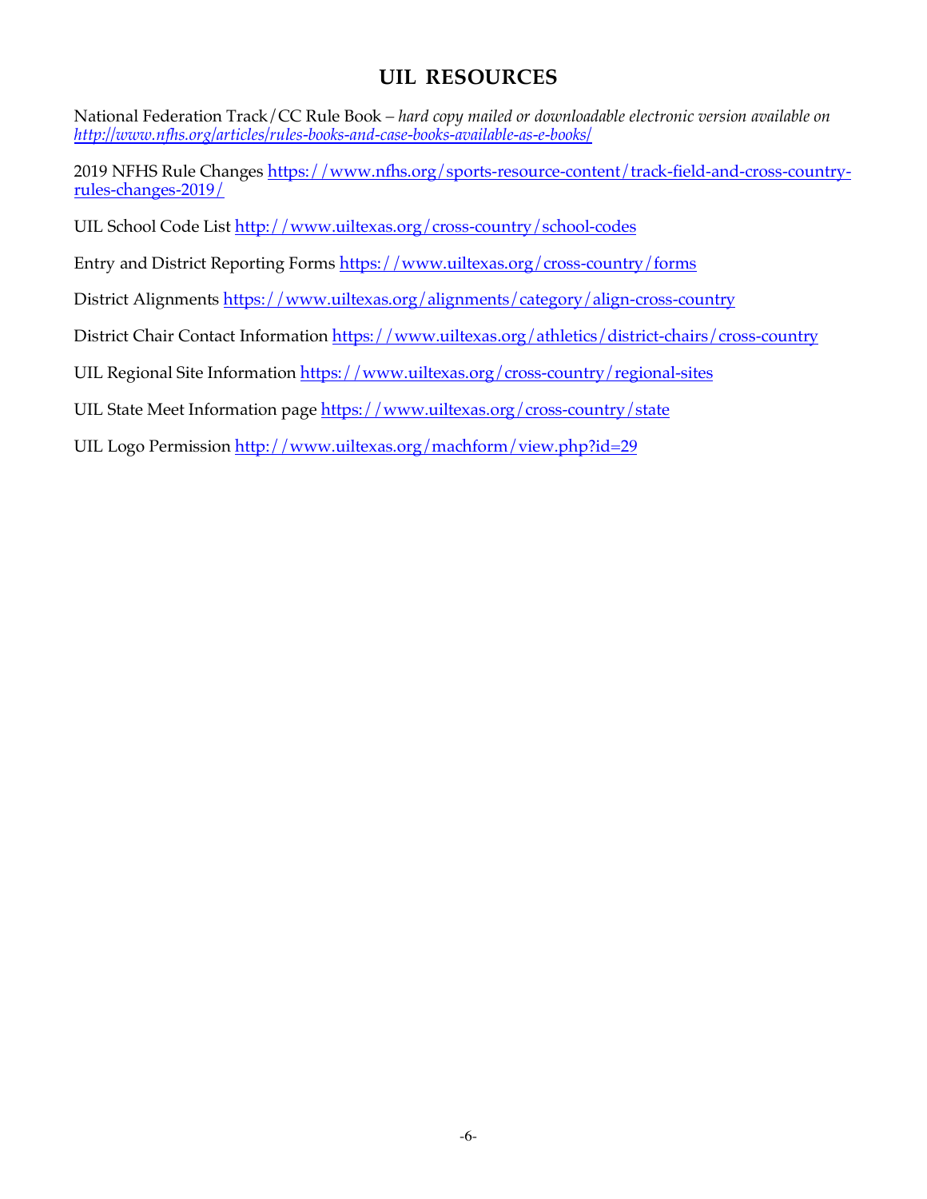## UIL RESOURCES

National Federation Track/CC Rule Book – *hard copy mailed or downloadable electronic version available on http://www.nfhs.org/articles/rules-books-and-case-books-available-as-e-books/*

2019 NFHS Rule Changes https://www.nfhs.org/sports-resource-content/track-field-and-cross-country-rules-changes-2019/

UIL School Code List http://www.uiltexas.org/cross-country/school-codes

Entry and District Reporting Forms https://www.uiltexas.org/cross-country/forms

District Alignments https://www.uiltexas.org/alignments/category/align-cross-country

District Chair Contact Information https://www.uiltexas.org/athletics/district-chairs/cross-country

UIL Regional Site Information https://www.uiltexas.org/cross-country/regional-sites

UIL State Meet Information page https://www.uiltexas.org/cross-country/state

UIL Logo Permission http://www.uiltexas.org/machform/view.php?id=29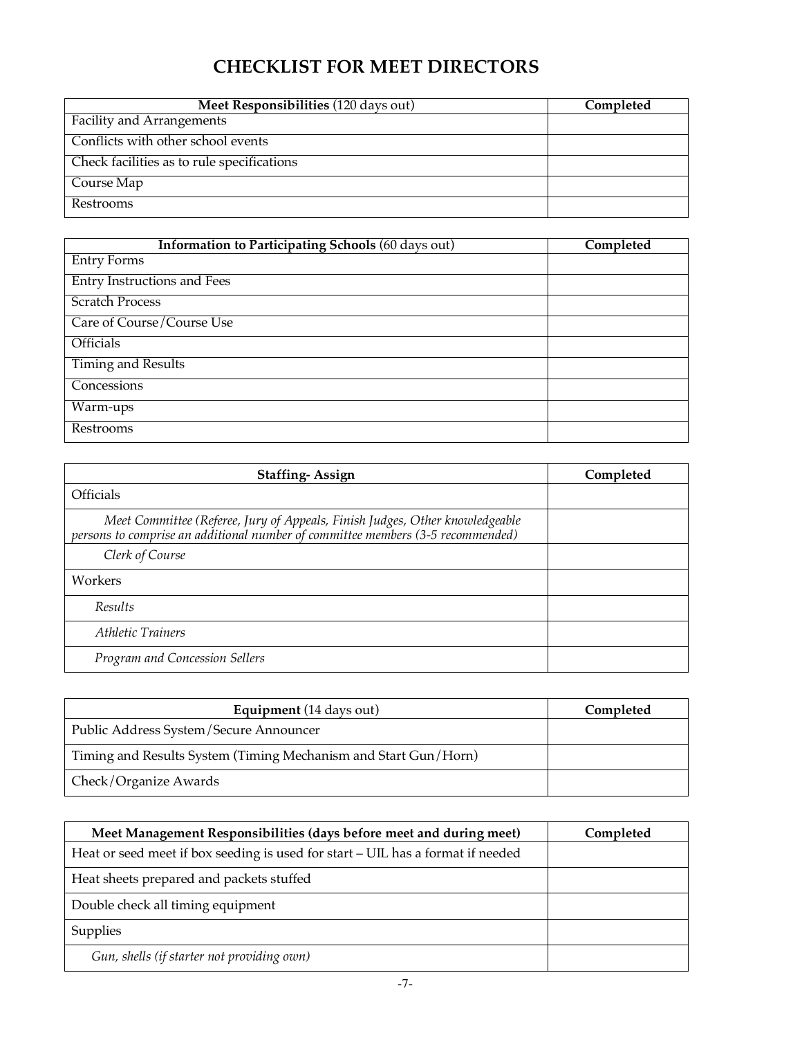# CHECKLIST FOR MEET DIRECTORS

| **Meet Responsibilities** (120 days out) | **Completed** |
|---|---|
| Facility and Arrangements | |
| Conflicts with other school events | |
| Check facilities as to rule specifications | |
| Course Map | |
| Restrooms | |

| **Information to Participating Schools** (60 days out) | **Completed** |
|---|---|
| Entry Forms | |
| Entry Instructions and Fees | |
| Scratch Process | |
| Care of Course/Course Use | |
| Officials | |
| Timing and Results | |
| Concessions | |
| Warm-ups | |
| Restrooms | |

| **Staffing- Assign** | **Completed** |
|---|---|
| Officials | |
| *Meet Committee (Referee, Jury of Appeals, Finish Judges, Other knowledgeable persons to comprise an additional number of committee members (3-5 recommended)* | |
| *Clerk of Course* | |
| Workers | |
| *Results* | |
| *Athletic Trainers* | |
| *Program and Concession Sellers* | |

| **Equipment** (14 days out) | **Completed** |
|---|---|
| Public Address System/Secure Announcer | |
| Timing and Results System (Timing Mechanism and Start Gun/Horn) | |
| Check/Organize Awards | |

| **Meet Management Responsibilities (days before meet and during meet)** | **Completed** |
|---|---|
| Heat or seed meet if box seeding is used for start – UIL has a format if needed | |
| Heat sheets prepared and packets stuffed | |
| Double check all timing equipment | |
| Supplies | |
| *Gun, shells (if starter not providing own)* | |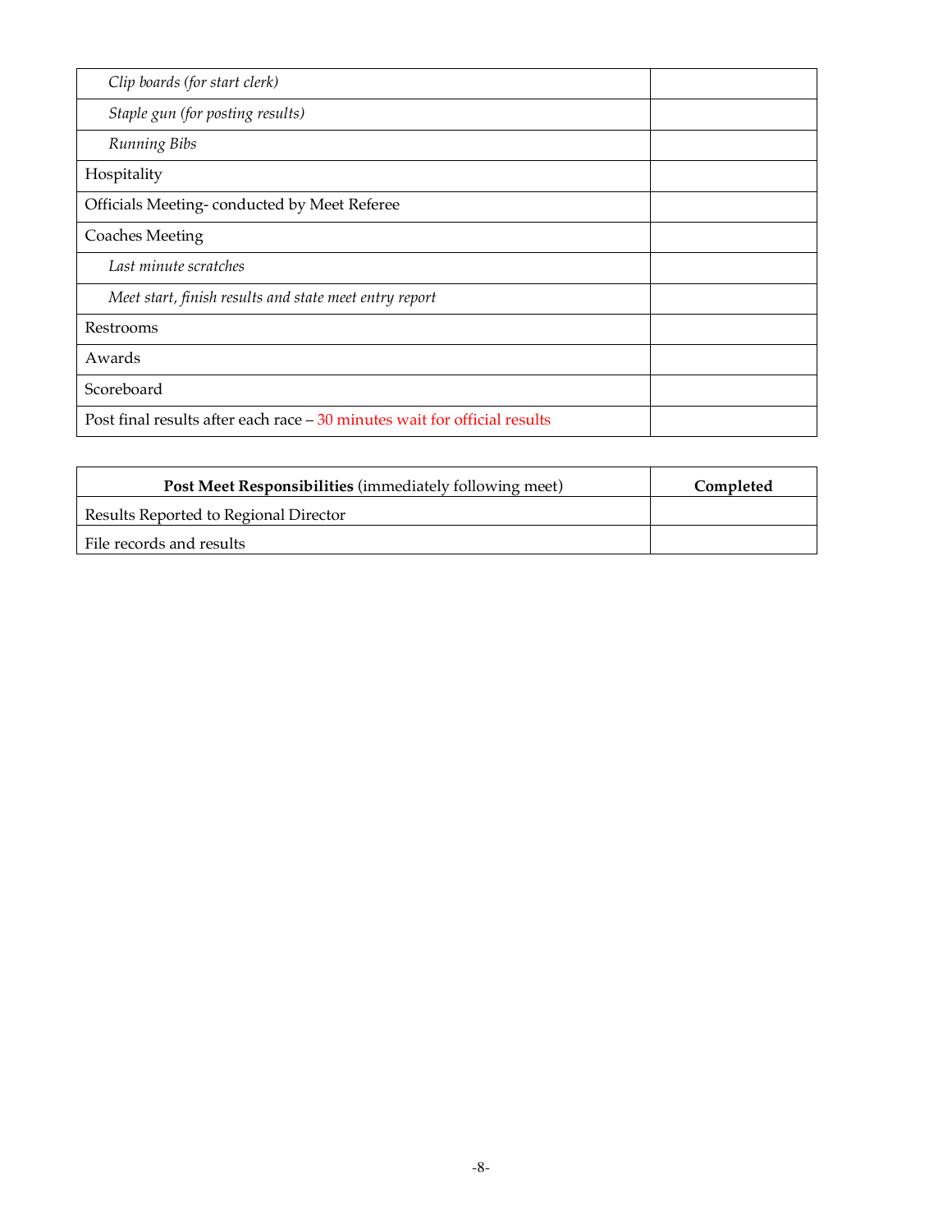| | |
|---|---|
| *Clip boards (for start clerk)* | |
| *Staple gun (for posting results)* | |
| *Running Bibs* | |
| Hospitality | |
| Officials Meeting- conducted by Meet Referee | |
| Coaches Meeting | |
| *Last minute scratches* | |
| *Meet start, finish results and state meet entry report* | |
| Restrooms | |
| Awards | |
| Scoreboard | |
| Post final results after each race – 30 minutes wait for official results | |

| **Post Meet Responsibilities** (immediately following meet) | **Completed** |
|---|---|
| Results Reported to Regional Director | |
| File records and results | |